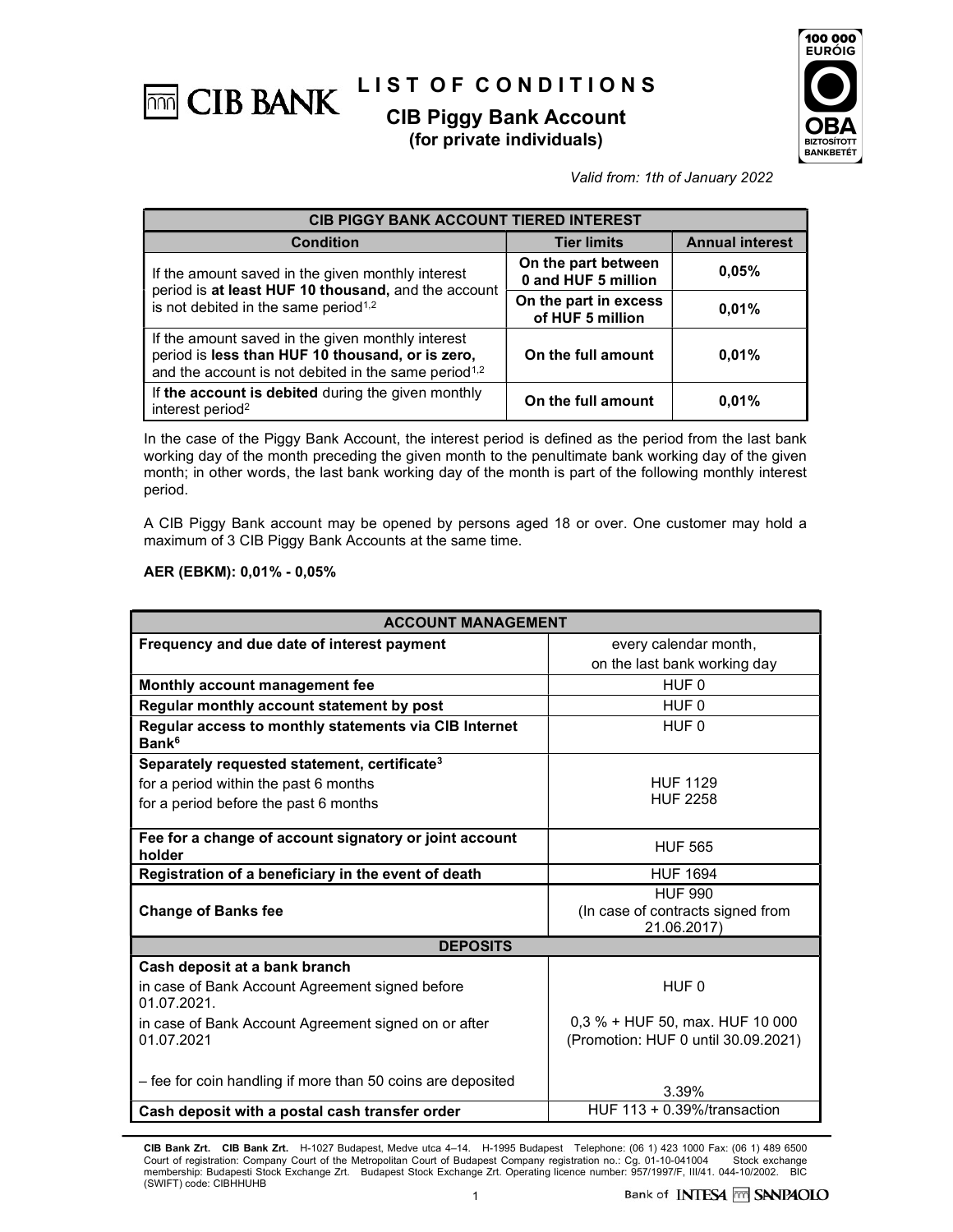# LIST OF CONDITIONS

## CIB Piggy Bank Account

**(for private individuals)**

*Valid from: 1th of January 2022*

| CIB PIGGY BANK ACCOUNT TIERED INTEREST | | |
|---|---|---|
| **Condition** | **Tier limits** | **Annual interest** |
| If the amount saved in the given monthly interest period is **at least HUF 10 thousand,** and the account is not debited in the same period[1,2] | **On the part between 0 and HUF 5 million** | **0,05%** |
| | **On the part in excess of HUF 5 million** | **0,01%** |
| If the amount saved in the given monthly interest period is **less than HUF 10 thousand, or is zero,** and the account is not debited in the same period[1,2] | **On the full amount** | **0,01%** |
| If **the account is debited** during the given monthly interest period[2] | **On the full amount** | **0,01%** |

In the case of the Piggy Bank Account, the interest period is defined as the period from the last bank working day of the month preceding the given month to the penultimate bank working day of the given month; in other words, the last bank working day of the month is part of the following monthly interest period.

A CIB Piggy Bank account may be opened by persons aged 18 or over. One customer may hold a maximum of 3 CIB Piggy Bank Accounts at the same time.

**AER (EBKM): 0,01% - 0,05%**

| ACCOUNT MANAGEMENT | |
|---|---|
| **Frequency and due date of interest payment** | every calendar month, on the last bank working day |
| **Monthly account management fee** | HUF 0 |
| **Regular monthly account statement by post** | HUF 0 |
| **Regular access to monthly statements via CIB Internet Bank**[6] | HUF 0 |
| **Separately requested statement, certificate**[3] | |
| for a period within the past 6 months | HUF 1129 |
| for a period before the past 6 months | HUF 2258 |
| **Fee for a change of account signatory or joint account holder** | HUF 565 |
| **Registration of a beneficiary in the event of death** | HUF 1694 |
| **Change of Banks fee** | HUF 990 (In case of contracts signed from 21.06.2017) |
| **DEPOSITS** | |
| **Cash deposit at a bank branch** | |
| in case of Bank Account Agreement signed before 01.07.2021. | HUF 0 |
| in case of Bank Account Agreement signed on or after 01.07.2021 | 0,3 % + HUF 50, max. HUF 10 000 (Promotion: HUF 0 until 30.09.2021) |
| – fee for coin handling if more than 50 coins are deposited | 3.39% |
| **Cash deposit with a postal cash transfer order** | HUF 113 + 0.39%/transaction |

**CIB Bank Zrt. CIB Bank Zrt.** H-1027 Budapest, Medve utca 4–14. H-1995 Budapest Telephone: (06 1) 423 1000 Fax: (06 1) 489 6500 Court of registration: Company Court of the Metropolitan Court of Budapest Company registration no.: Cg. 01-10-041004 Stock exchange membership: Budapesti Stock Exchange Zrt. Budapest Stock Exchange Zrt. Operating licence number: 957/1997/F, III/41. 044-10/2002. BIC (SWIFT) code: CIBHHUHB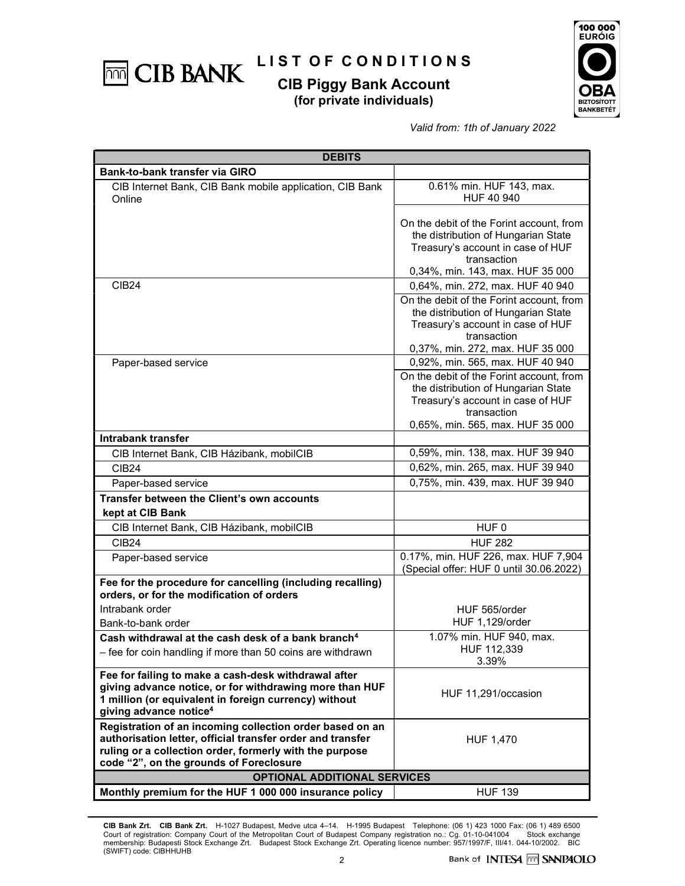# LIST OF CONDITIONS

## CIB Piggy Bank Account
**(for private individuals)**

100 000 EURÓIG OBA BIZTOSÍTOTT BANKBETÉT

*Valid from: 1th of January 2022*

| **DEBITS** | |
|---|---|
| **Bank-to-bank transfer via GIRO** | |
| CIB Internet Bank, CIB Bank mobile application, CIB Bank Online | 0.61% min. HUF 143, max. HUF 40 940 |
| | On the debit of the Forint account, from the distribution of Hungarian State Treasury's account in case of HUF transaction 0,34%, min. 143, max. HUF 35 000 |
| CIB24 | 0,64%, min. 272, max. HUF 40 940 |
| | On the debit of the Forint account, from the distribution of Hungarian State Treasury's account in case of HUF transaction 0,37%, min. 272, max. HUF 35 000 |
| Paper-based service | 0,92%, min. 565, max. HUF 40 940 |
| | On the debit of the Forint account, from the distribution of Hungarian State Treasury's account in case of HUF transaction 0,65%, min. 565, max. HUF 35 000 |
| **Intrabank transfer** | |
| CIB Internet Bank, CIB Házibank, mobilCIB | 0,59%, min. 138, max. HUF 39 940 |
| CIB24 | 0,62%, min. 265, max. HUF 39 940 |
| Paper-based service | 0,75%, min. 439, max. HUF 39 940 |
| **Transfer between the Client's own accounts kept at CIB Bank** | |
| CIB Internet Bank, CIB Házibank, mobilCIB | HUF 0 |
| CIB24 | HUF 282 |
| Paper-based service | 0.17%, min. HUF 226, max. HUF 7,904 (Special offer: HUF 0 until 30.06.2022) |
| **Fee for the procedure for cancelling (including recalling) orders, or for the modification of orders** | |
| Intrabank order | HUF 565/order |
| Bank-to-bank order | HUF 1,129/order |
| **Cash withdrawal at the cash desk of a bank branch[4]** | 1.07% min. HUF 940, max. HUF 112,339 |
| – fee for coin handling if more than 50 coins are withdrawn | 3.39% |
| **Fee for failing to make a cash-desk withdrawal after giving advance notice, or for withdrawing more than HUF 1 million (or equivalent in foreign currency) without giving advance notice[4]** | HUF 11,291/occasion |
| **Registration of an incoming collection order based on an authorisation letter, official transfer order and transfer ruling or a collection order, formerly with the purpose code "2", on the grounds of Foreclosure** | HUF 1,470 |
| **OPTIONAL ADDITIONAL SERVICES** | |
| **Monthly premium for the HUF 1 000 000 insurance policy** | HUF 139 |

**CIB Bank Zrt. CIB Bank Zrt.** H-1027 Budapest, Medve utca 4–14. H-1995 Budapest Telephone: (06 1) 423 1000 Fax: (06 1) 489 6500 Court of registration: Company Court of the Metropolitan Court of Budapest Company registration no.: Cg. 01-10-041004 Stock exchange membership: Budapesti Stock Exchange Zrt. Budapest Stock Exchange Zrt. Operating licence number: 957/1997/F, III/41. 044-10/2002. BIC (SWIFT) code: CIBHHUHB

Bank of INTESA SANPAOLO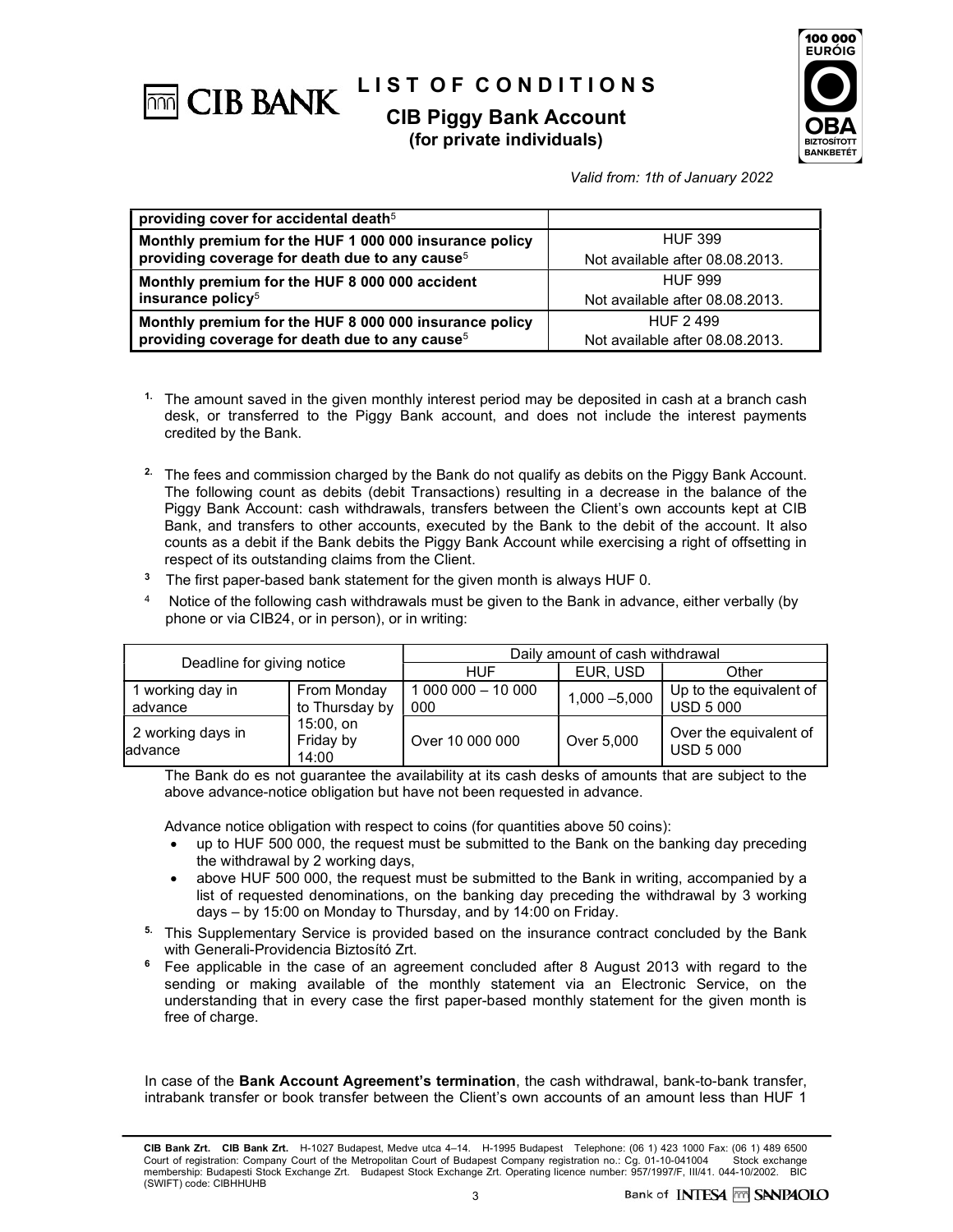# LIST OF CONDITIONS

## CIB Piggy Bank Account

**(for private individuals)**

*Valid from: 1th of January 2022*

| | |
|---|---|
| **providing cover for accidental death**[5] | |
| **Monthly premium for the HUF 1 000 000 insurance policy providing coverage for death due to any cause**[5] | HUF 399<br>Not available after 08.08.2013. |
| **Monthly premium for the HUF 8 000 000 accident insurance policy**[5] | HUF 999<br>Not available after 08.08.2013. |
| **Monthly premium for the HUF 8 000 000 insurance policy providing coverage for death due to any cause**[5] | HUF 2 499<br>Not available after 08.08.2013. |

[1.] The amount saved in the given monthly interest period may be deposited in cash at a branch cash desk, or transferred to the Piggy Bank account, and does not include the interest payments credited by the Bank.

[2.] The fees and commission charged by the Bank do not qualify as debits on the Piggy Bank Account. The following count as debits (debit Transactions) resulting in a decrease in the balance of the Piggy Bank Account: cash withdrawals, transfers between the Client's own accounts kept at CIB Bank, and transfers to other accounts, executed by the Bank to the debit of the account. It also counts as a debit if the Bank debits the Piggy Bank Account while exercising a right of offsetting in respect of its outstanding claims from the Client.

[3] The first paper-based bank statement for the given month is always HUF 0.

[4] Notice of the following cash withdrawals must be given to the Bank in advance, either verbally (by phone or via CIB24, or in person), or in writing:

| Deadline for giving notice | | Daily amount of cash withdrawal | | |
|---|---|---|---|---|
| | | HUF | EUR, USD | Other |
| 1 working day in advance | From Monday to Thursday by 15:00, on Friday by 14:00 | 1 000 000 – 10 000 000 | 1,000 –5,000 | Up to the equivalent of USD 5 000 |
| 2 working days in advance | | Over 10 000 000 | Over 5,000 | Over the equivalent of USD 5 000 |

The Bank do es not guarantee the availability at its cash desks of amounts that are subject to the above advance-notice obligation but have not been requested in advance.

Advance notice obligation with respect to coins (for quantities above 50 coins):

- up to HUF 500 000, the request must be submitted to the Bank on the banking day preceding the withdrawal by 2 working days,
- above HUF 500 000, the request must be submitted to the Bank in writing, accompanied by a list of requested denominations, on the banking day preceding the withdrawal by 3 working days – by 15:00 on Monday to Thursday, and by 14:00 on Friday.

[5.] This Supplementary Service is provided based on the insurance contract concluded by the Bank with Generali-Providencia Biztosító Zrt.

[6] Fee applicable in the case of an agreement concluded after 8 August 2013 with regard to the sending or making available of the monthly statement via an Electronic Service, on the understanding that in every case the first paper-based monthly statement for the given month is free of charge.

In case of the **Bank Account Agreement's termination**, the cash withdrawal, bank-to-bank transfer, intrabank transfer or book transfer between the Client's own accounts of an amount less than HUF 1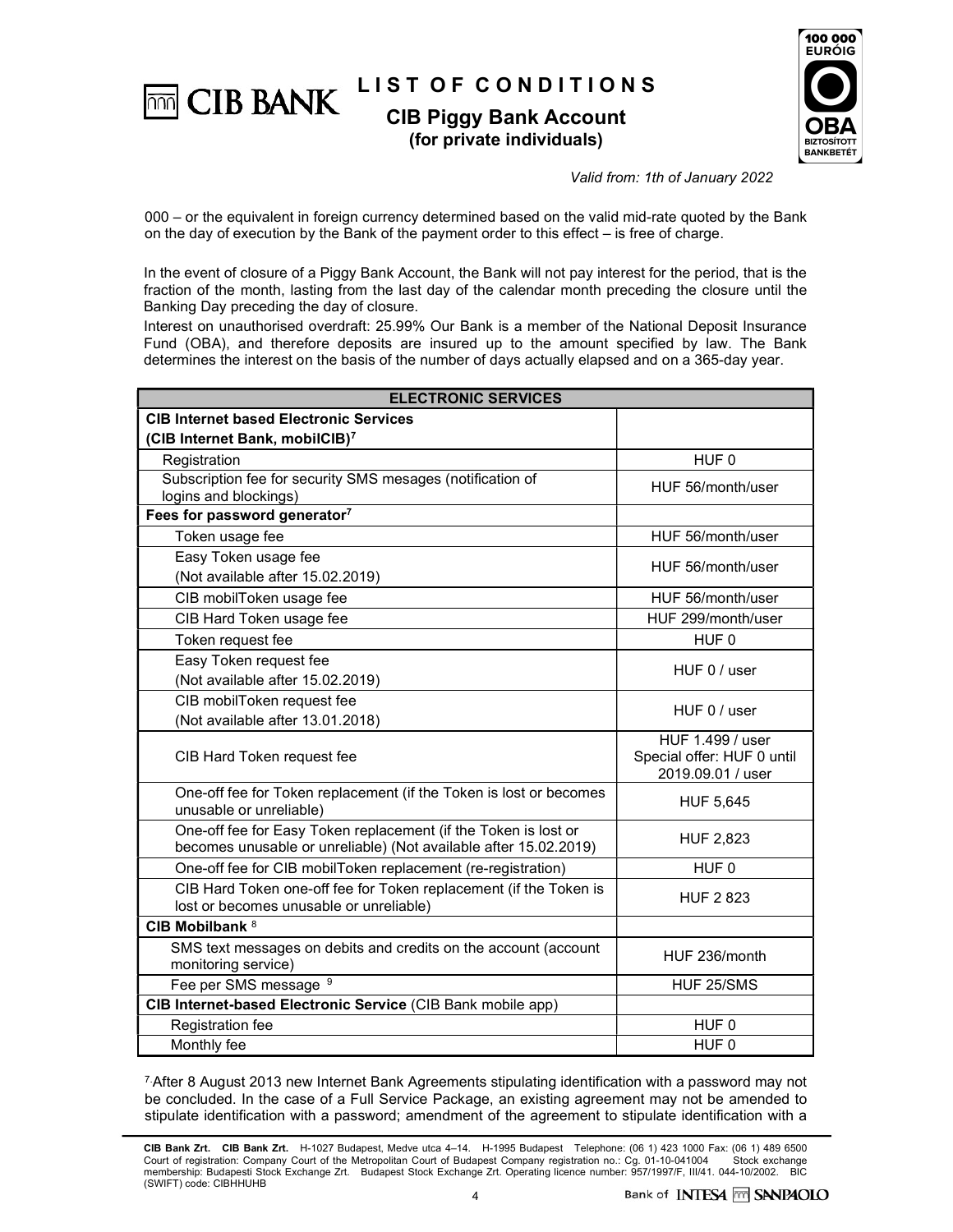000 – or the equivalent in foreign currency determined based on the valid mid-rate quoted by the Bank on the day of execution by the Bank of the payment order to this effect – is free of charge.

In the event of closure of a Piggy Bank Account, the Bank will not pay interest for the period, that is the fraction of the month, lasting from the last day of the calendar month preceding the closure until the Banking Day preceding the day of closure.

Interest on unauthorised overdraft: 25.99% Our Bank is a member of the National Deposit Insurance Fund (OBA), and therefore deposits are insured up to the amount specified by law. The Bank determines the interest on the basis of the number of days actually elapsed and on a 365-day year.

| ELECTRONIC SERVICES | |
|---|---|
| **CIB Internet based Electronic Services (CIB Internet Bank, mobilCIB)**[7] | |
| Registration | HUF 0 |
| Subscription fee for security SMS mesages (notification of logins and blockings) | HUF 56/month/user |
| **Fees for password generator**[7] | |
| Token usage fee | HUF 56/month/user |
| Easy Token usage fee (Not available after 15.02.2019) | HUF 56/month/user |
| CIB mobilToken usage fee | HUF 56/month/user |
| CIB Hard Token usage fee | HUF 299/month/user |
| Token request fee | HUF 0 |
| Easy Token request fee (Not available after 15.02.2019) | HUF 0 / user |
| CIB mobilToken request fee (Not available after 13.01.2018) | HUF 0 / user |
| CIB Hard Token request fee | HUF 1.499 / user Special offer: HUF 0 until 2019.09.01 / user |
| One-off fee for Token replacement (if the Token is lost or becomes unusable or unreliable) | HUF 5,645 |
| One-off fee for Easy Token replacement (if the Token is lost or becomes unusable or unreliable) (Not available after 15.02.2019) | HUF 2,823 |
| One-off fee for CIB mobilToken replacement (re-registration) | HUF 0 |
| CIB Hard Token one-off fee for Token replacement (if the Token is lost or becomes unusable or unreliable) | HUF 2 823 |
| **CIB Mobilbank**[8] | |
| SMS text messages on debits and credits on the account (account monitoring service) | HUF 236/month |
| Fee per SMS message [9] | HUF 25/SMS |
| **CIB Internet-based Electronic Service** (CIB Bank mobile app) | |
| Registration fee | HUF 0 |
| Monthly fee | HUF 0 |

[7] After 8 August 2013 new Internet Bank Agreements stipulating identification with a password may not be concluded. In the case of a Full Service Package, an existing agreement may not be amended to stipulate identification with a password; amendment of the agreement to stipulate identification with a

**CIB Bank Zrt. CIB Bank Zrt.** H-1027 Budapest, Medve utca 4–14. H-1995 Budapest Telephone: (06 1) 423 1000 Fax: (06 1) 489 6500 Court of registration: Company Court of the Metropolitan Court of Budapest Company registration no.: Cg. 01-10-041004 Stock exchange membership: Budapesti Stock Exchange Zrt. Budapest Stock Exchange Zrt. Operating licence number: 957/1997/F, III/41. 044-10/2002. BIC (SWIFT) code: CIBHHUHB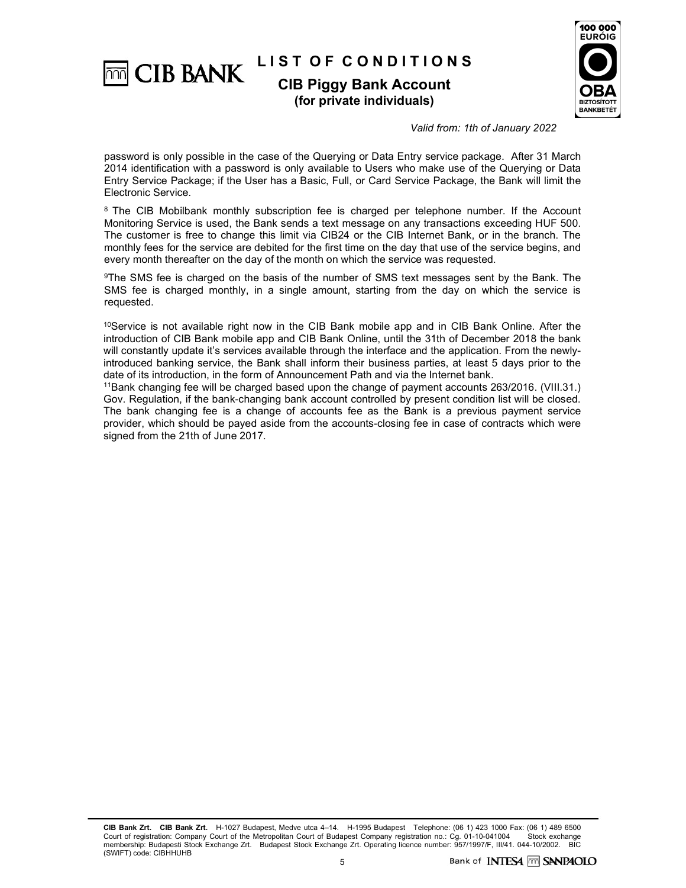password is only possible in the case of the Querying or Data Entry service package. After 31 March 2014 identification with a password is only available to Users who make use of the Querying or Data Entry Service Package; if the User has a Basic, Full, or Card Service Package, the Bank will limit the Electronic Service.

[8] The CIB Mobilbank monthly subscription fee is charged per telephone number. If the Account Monitoring Service is used, the Bank sends a text message on any transactions exceeding HUF 500. The customer is free to change this limit via CIB24 or the CIB Internet Bank, or in the branch. The monthly fees for the service are debited for the first time on the day that use of the service begins, and every month thereafter on the day of the month on which the service was requested.

[9]The SMS fee is charged on the basis of the number of SMS text messages sent by the Bank. The SMS fee is charged monthly, in a single amount, starting from the day on which the service is requested.

[10]Service is not available right now in the CIB Bank mobile app and in CIB Bank Online. After the introduction of CIB Bank mobile app and CIB Bank Online, until the 31th of December 2018 the bank will constantly update it's services available through the interface and the application. From the newly-introduced banking service, the Bank shall inform their business parties, at least 5 days prior to the date of its introduction, in the form of Announcement Path and via the Internet bank.

[11]Bank changing fee will be charged based upon the change of payment accounts 263/2016. (VIII.31.) Gov. Regulation, if the bank-changing bank account controlled by present condition list will be closed. The bank changing fee is a change of accounts fee as the Bank is a previous payment service provider, which should be payed aside from the accounts-closing fee in case of contracts which were signed from the 21th of June 2017.